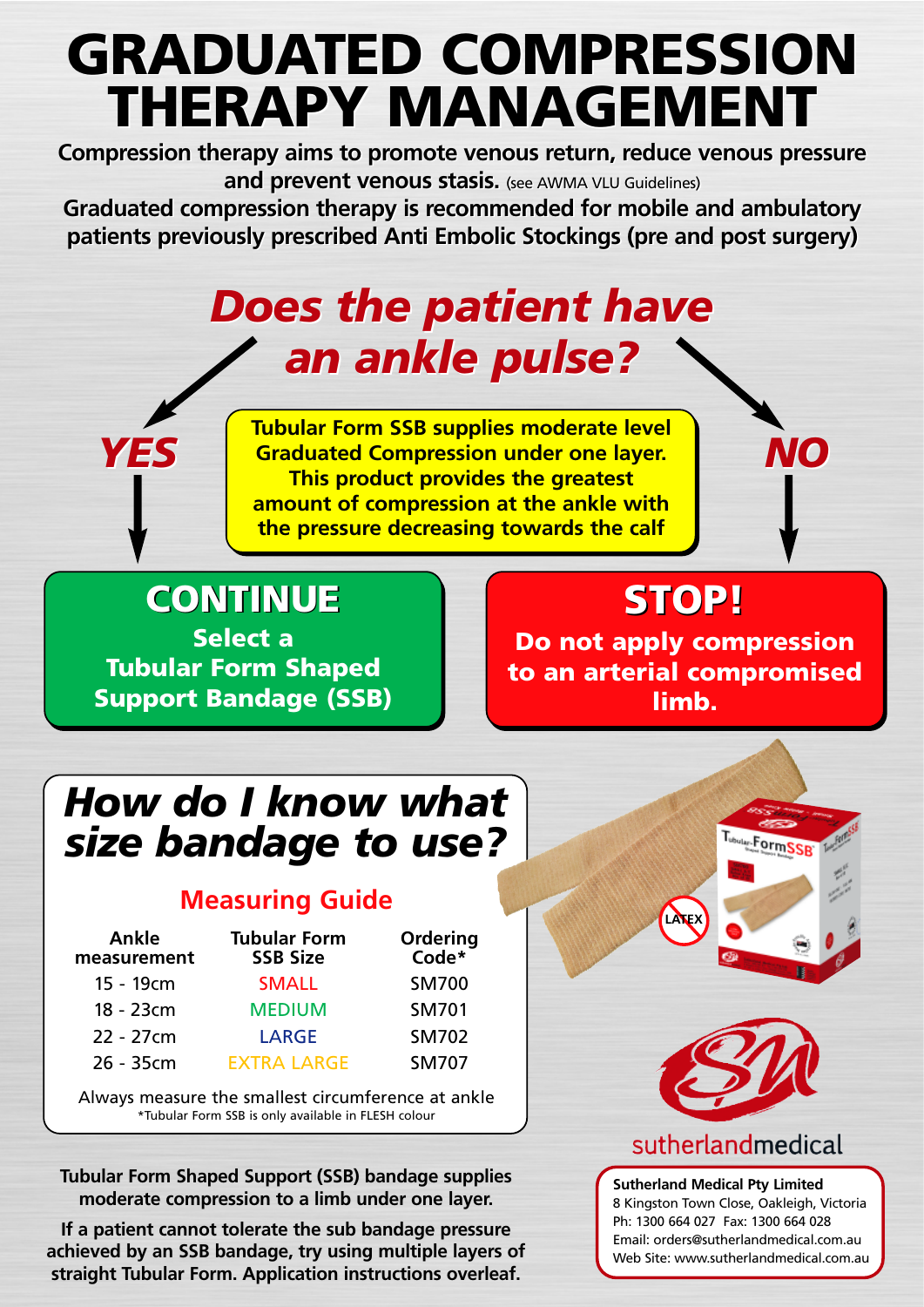# GRADUATED COMPRESSION THERAPY MANAGEMENT

**Compression therapy aims to promote venous return, reduce venous pressure and prevent venous stasis.** (see AWMA VLU Guidelines)

**Graduated compression therapy is recommended for mobile and ambulatory patients previously prescribed Anti Embolic Stockings (pre and post surgery)**

## *Does the patient have an ankle pulse?*

**Tubular Form SSB supplies moderate level Graduated Compression under one layer. This product provides the greatest amount of compression at the ankle with the pressure decreasing towards the calf**

***YES***

### CONTINUE

**Select a Tubular Form Shaped Support Bandage (SSB)**

***NO***

### STOP!

**Do not apply compression to an arterial compromised limb.**

## *How do I know what size bandage to use?*

### Measuring Guide

| Ankle measurement | Tubular Form SSB Size | Ordering Code* |
|---|---|---|
| 15 - 19cm | SMALL | SM700 |
| 18 - 23cm | MEDIUM | SM701 |
| 22 - 27cm | LARGE | SM702 |
| 26 - 35cm | EXTRA LARGE | SM707 |

Always measure the smallest circumference at ankle

*Tubular Form SSB is only available in FLESH colour

LATEX

**Tubular Form Shaped Support (SSB) bandage supplies moderate compression to a limb under one layer.**

**If a patient cannot tolerate the sub bandage pressure achieved by an SSB bandage, try using multiple layers of straight Tubular Form. Application instructions overleaf.**

sutherlandmedical

**Sutherland Medical Pty Limited**
8 Kingston Town Close, Oakleigh, Victoria
Ph: 1300 664 027 Fax: 1300 664 028
Email: orders@sutherlandmedical.com.au
Web Site: www.sutherlandmedical.com.au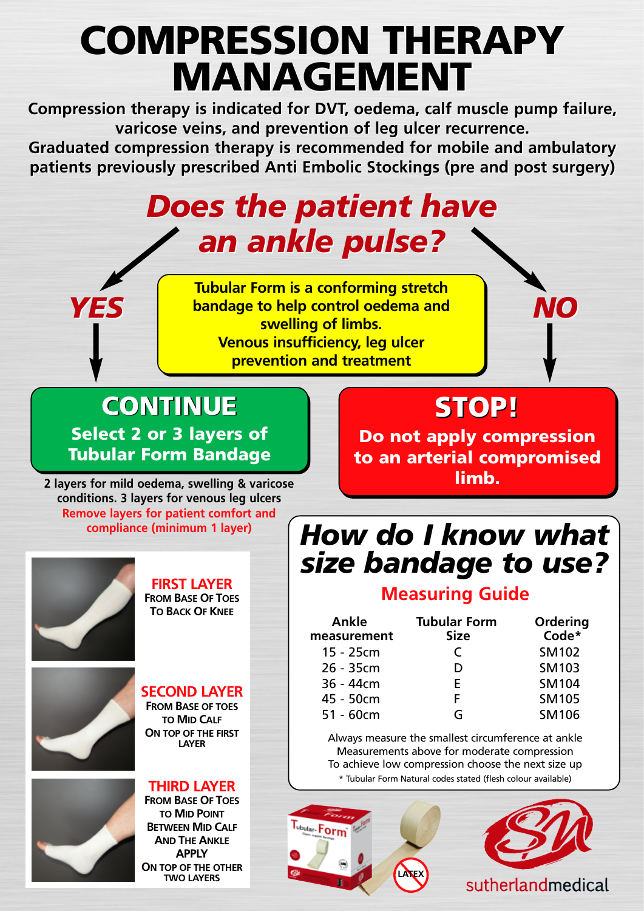# COMPRESSION THERAPY MANAGEMENT

**Compression therapy is indicated for DVT, oedema, calf muscle pump failure, varicose veins, and prevention of leg ulcer recurrence.**
**Graduated compression therapy is recommended for mobile and ambulatory patients previously prescribed Anti Embolic Stockings (pre and post surgery)**

## *Does the patient have an ankle pulse?*

**Tubular Form is a conforming stretch bandage to help control oedema and swelling of limbs.**
**Venous insufficiency, leg ulcer prevention and treatment**

### *YES*

### CONTINUE

**Select 2 or 3 layers of Tubular Form Bandage**

**2 layers for mild oedema, swelling & varicose conditions. 3 layers for venous leg ulcers**
**Remove layers for patient comfort and compliance (minimum 1 layer)**

**FIRST LAYER**
From Base Of Toes To Back Of Knee

**SECOND LAYER**
From Base of toes to Mid Calf On top of the first layer

**THIRD LAYER**
From Base Of Toes to Mid Point Between Mid Calf And The Ankle Apply On top of the other two layers

### *NO*

### STOP!

**Do not apply compression to an arterial compromised limb.**

## *How do I know what size bandage to use?*

### Measuring Guide

| Ankle measurement | Tubular Form Size | Ordering Code* |
|---|---|---|
| 15 - 25cm | C | SM102 |
| 26 - 35cm | D | SM103 |
| 36 - 44cm | E | SM104 |
| 45 - 50cm | F | SM105 |
| 51 - 60cm | G | SM106 |

Always measure the smallest circumference at ankle
Measurements above for moderate compression
To achieve low compression choose the next size up
* Tubular Form Natural codes stated (flesh colour available)

LATEX

sutherlandmedical